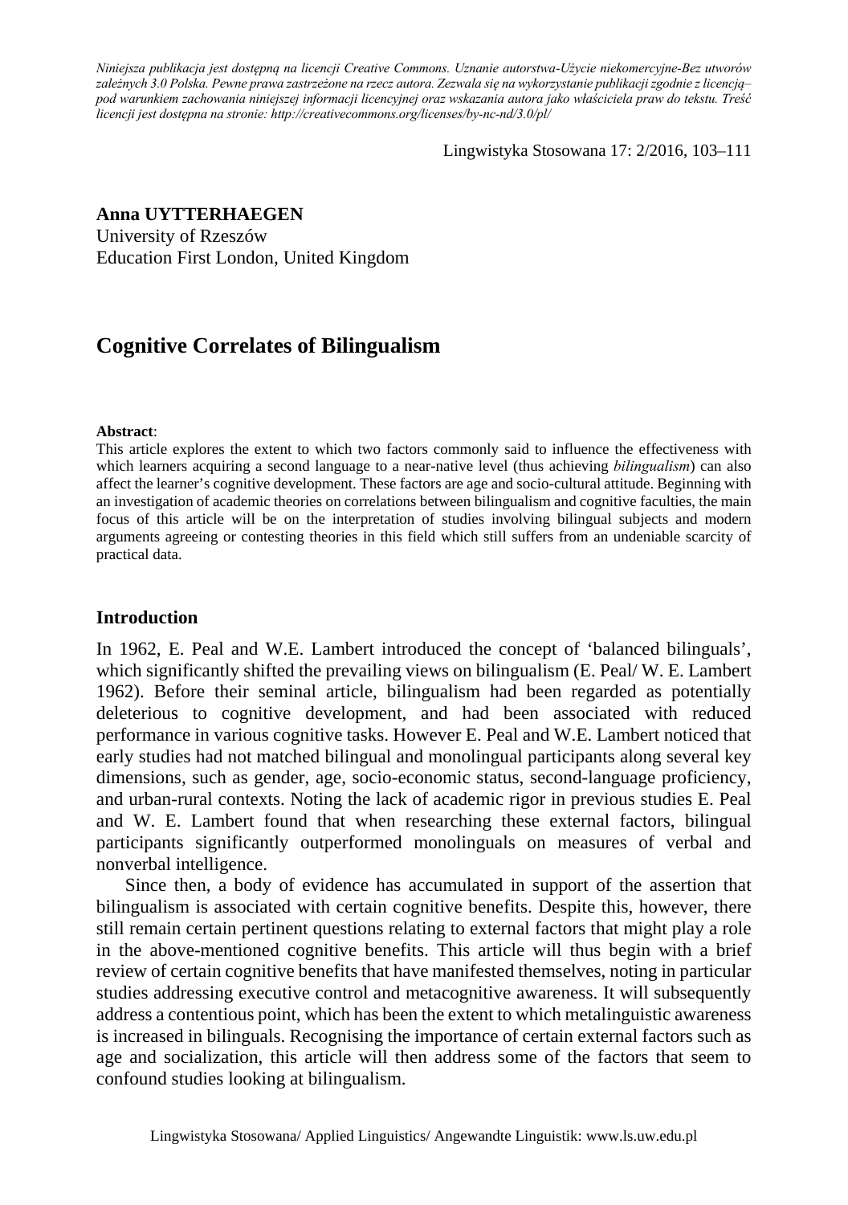*Niniejsza publikacja jest dostępną na licencji Creative Commons. Uznanie autorstwa-Użycie niekomercyjne-Bez utworów zależnych 3.0 Polska. Pewne prawa zastrzeżone na rzecz autora. Zezwala się na wykorzystanie publikacji zgodnie z licencją– pod warunkiem zachowania niniejszej informacji licencyjnej oraz wskazania autora jako właściciela praw do tekstu. Treść licencji jest dostępna na stronie: http://creativecommons.org/licenses/by-nc-nd/3.0/pl/*

Lingwistyka Stosowana 17: 2/2016, 103–111

**Anna UYTTERHAEGEN**
University of Rzeszów
Education First London, United Kingdom

# Cognitive Correlates of Bilingualism

**Abstract**:
This article explores the extent to which two factors commonly said to influence the effectiveness with which learners acquiring a second language to a near-native level (thus achieving *bilingualism*) can also affect the learner's cognitive development. These factors are age and socio-cultural attitude. Beginning with an investigation of academic theories on correlations between bilingualism and cognitive faculties, the main focus of this article will be on the interpretation of studies involving bilingual subjects and modern arguments agreeing or contesting theories in this field which still suffers from an undeniable scarcity of practical data.

## Introduction

In 1962, E. Peal and W.E. Lambert introduced the concept of 'balanced bilinguals', which significantly shifted the prevailing views on bilingualism (E. Peal/ W. E. Lambert 1962). Before their seminal article, bilingualism had been regarded as potentially deleterious to cognitive development, and had been associated with reduced performance in various cognitive tasks. However E. Peal and W.E. Lambert noticed that early studies had not matched bilingual and monolingual participants along several key dimensions, such as gender, age, socio-economic status, second-language proficiency, and urban-rural contexts. Noting the lack of academic rigor in previous studies E. Peal and W. E. Lambert found that when researching these external factors, bilingual participants significantly outperformed monolinguals on measures of verbal and nonverbal intelligence.

Since then, a body of evidence has accumulated in support of the assertion that bilingualism is associated with certain cognitive benefits. Despite this, however, there still remain certain pertinent questions relating to external factors that might play a role in the above-mentioned cognitive benefits. This article will thus begin with a brief review of certain cognitive benefits that have manifested themselves, noting in particular studies addressing executive control and metacognitive awareness. It will subsequently address a contentious point, which has been the extent to which metalinguistic awareness is increased in bilinguals. Recognising the importance of certain external factors such as age and socialization, this article will then address some of the factors that seem to confound studies looking at bilingualism.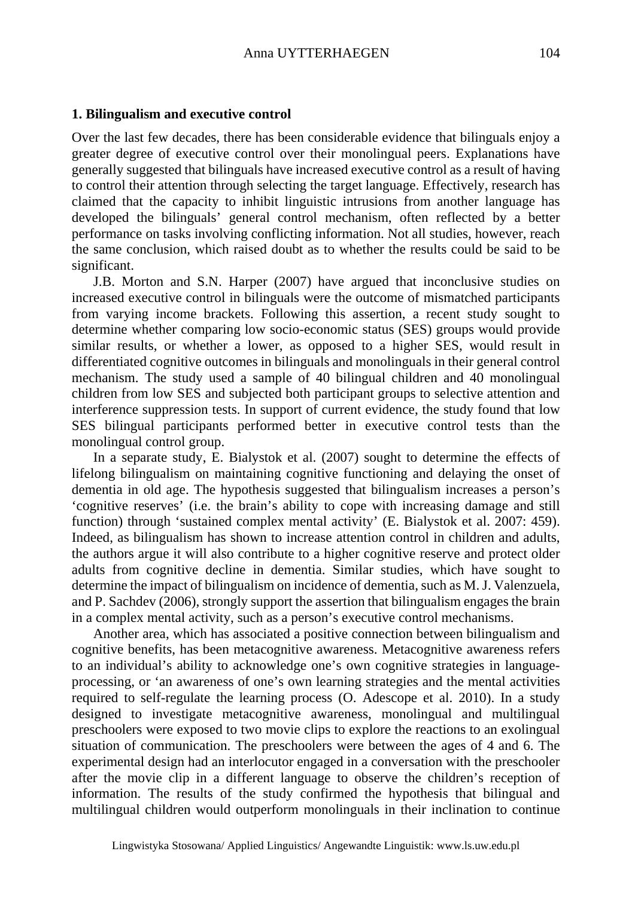## 1. Bilingualism and executive control

Over the last few decades, there has been considerable evidence that bilinguals enjoy a greater degree of executive control over their monolingual peers. Explanations have generally suggested that bilinguals have increased executive control as a result of having to control their attention through selecting the target language. Effectively, research has claimed that the capacity to inhibit linguistic intrusions from another language has developed the bilinguals' general control mechanism, often reflected by a better performance on tasks involving conflicting information. Not all studies, however, reach the same conclusion, which raised doubt as to whether the results could be said to be significant.

J.B. Morton and S.N. Harper (2007) have argued that inconclusive studies on increased executive control in bilinguals were the outcome of mismatched participants from varying income brackets. Following this assertion, a recent study sought to determine whether comparing low socio-economic status (SES) groups would provide similar results, or whether a lower, as opposed to a higher SES, would result in differentiated cognitive outcomes in bilinguals and monolinguals in their general control mechanism. The study used a sample of 40 bilingual children and 40 monolingual children from low SES and subjected both participant groups to selective attention and interference suppression tests. In support of current evidence, the study found that low SES bilingual participants performed better in executive control tests than the monolingual control group.

In a separate study, E. Bialystok et al. (2007) sought to determine the effects of lifelong bilingualism on maintaining cognitive functioning and delaying the onset of dementia in old age. The hypothesis suggested that bilingualism increases a person's 'cognitive reserves' (i.e. the brain's ability to cope with increasing damage and still function) through 'sustained complex mental activity' (E. Bialystok et al. 2007: 459). Indeed, as bilingualism has shown to increase attention control in children and adults, the authors argue it will also contribute to a higher cognitive reserve and protect older adults from cognitive decline in dementia. Similar studies, which have sought to determine the impact of bilingualism on incidence of dementia, such as M. J. Valenzuela, and P. Sachdev (2006), strongly support the assertion that bilingualism engages the brain in a complex mental activity, such as a person's executive control mechanisms.

Another area, which has associated a positive connection between bilingualism and cognitive benefits, has been metacognitive awareness. Metacognitive awareness refers to an individual's ability to acknowledge one's own cognitive strategies in language-processing, or 'an awareness of one's own learning strategies and the mental activities required to self-regulate the learning process (O. Adescope et al. 2010). In a study designed to investigate metacognitive awareness, monolingual and multilingual preschoolers were exposed to two movie clips to explore the reactions to an exolingual situation of communication. The preschoolers were between the ages of 4 and 6. The experimental design had an interlocutor engaged in a conversation with the preschooler after the movie clip in a different language to observe the children's reception of information. The results of the study confirmed the hypothesis that bilingual and multilingual children would outperform monolinguals in their inclination to continue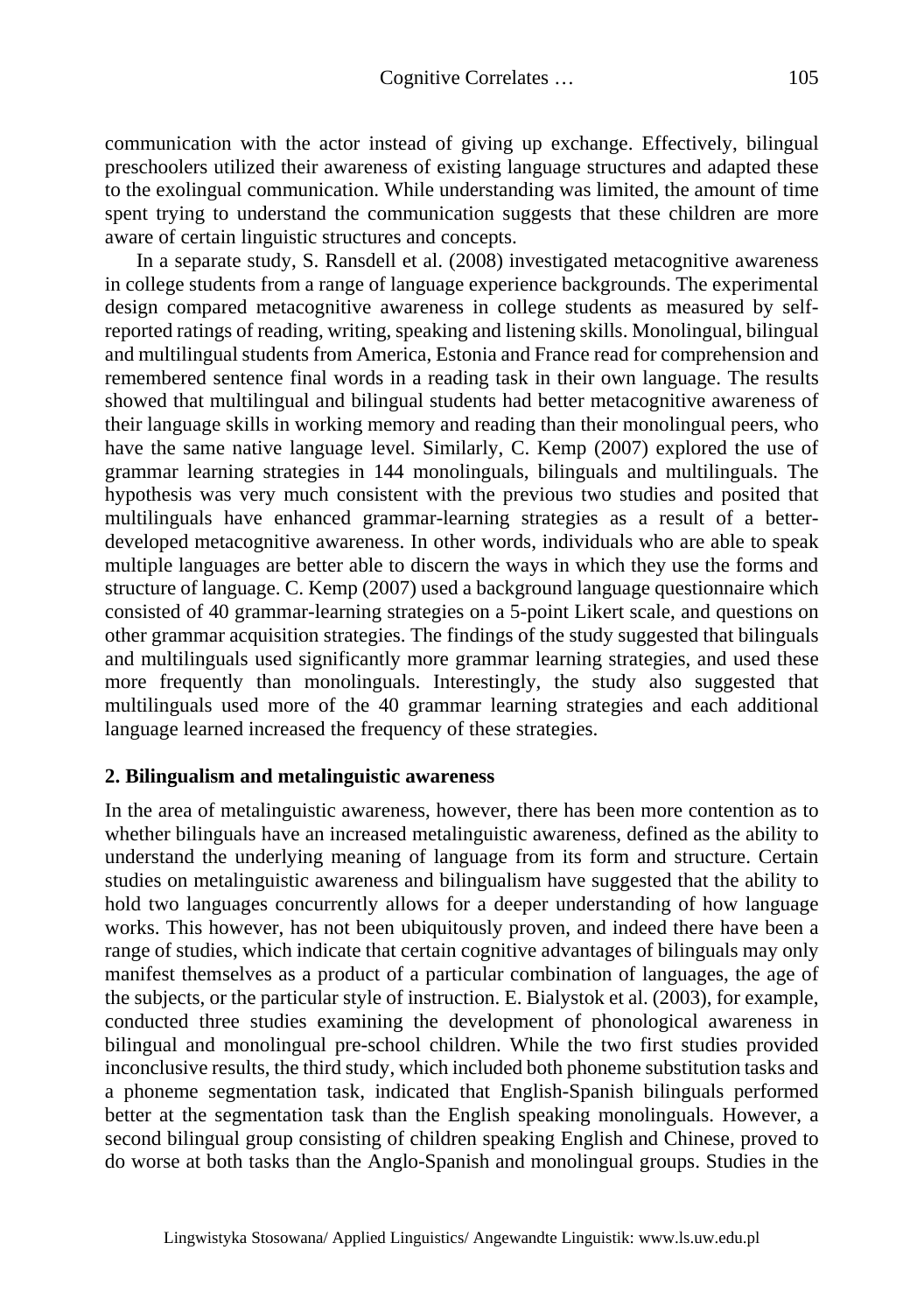communication with the actor instead of giving up exchange. Effectively, bilingual preschoolers utilized their awareness of existing language structures and adapted these to the exolingual communication. While understanding was limited, the amount of time spent trying to understand the communication suggests that these children are more aware of certain linguistic structures and concepts.

In a separate study, S. Ransdell et al. (2008) investigated metacognitive awareness in college students from a range of language experience backgrounds. The experimental design compared metacognitive awareness in college students as measured by self-reported ratings of reading, writing, speaking and listening skills. Monolingual, bilingual and multilingual students from America, Estonia and France read for comprehension and remembered sentence final words in a reading task in their own language. The results showed that multilingual and bilingual students had better metacognitive awareness of their language skills in working memory and reading than their monolingual peers, who have the same native language level. Similarly, C. Kemp (2007) explored the use of grammar learning strategies in 144 monolinguals, bilinguals and multilinguals. The hypothesis was very much consistent with the previous two studies and posited that multilinguals have enhanced grammar-learning strategies as a result of a better-developed metacognitive awareness. In other words, individuals who are able to speak multiple languages are better able to discern the ways in which they use the forms and structure of language. C. Kemp (2007) used a background language questionnaire which consisted of 40 grammar-learning strategies on a 5-point Likert scale, and questions on other grammar acquisition strategies. The findings of the study suggested that bilinguals and multilinguals used significantly more grammar learning strategies, and used these more frequently than monolinguals. Interestingly, the study also suggested that multilinguals used more of the 40 grammar learning strategies and each additional language learned increased the frequency of these strategies.

## 2. Bilingualism and metalinguistic awareness

In the area of metalinguistic awareness, however, there has been more contention as to whether bilinguals have an increased metalinguistic awareness, defined as the ability to understand the underlying meaning of language from its form and structure. Certain studies on metalinguistic awareness and bilingualism have suggested that the ability to hold two languages concurrently allows for a deeper understanding of how language works. This however, has not been ubiquitously proven, and indeed there have been a range of studies, which indicate that certain cognitive advantages of bilinguals may only manifest themselves as a product of a particular combination of languages, the age of the subjects, or the particular style of instruction. E. Bialystok et al. (2003), for example, conducted three studies examining the development of phonological awareness in bilingual and monolingual pre-school children. While the two first studies provided inconclusive results, the third study, which included both phoneme substitution tasks and a phoneme segmentation task, indicated that English-Spanish bilinguals performed better at the segmentation task than the English speaking monolinguals. However, a second bilingual group consisting of children speaking English and Chinese, proved to do worse at both tasks than the Anglo-Spanish and monolingual groups. Studies in the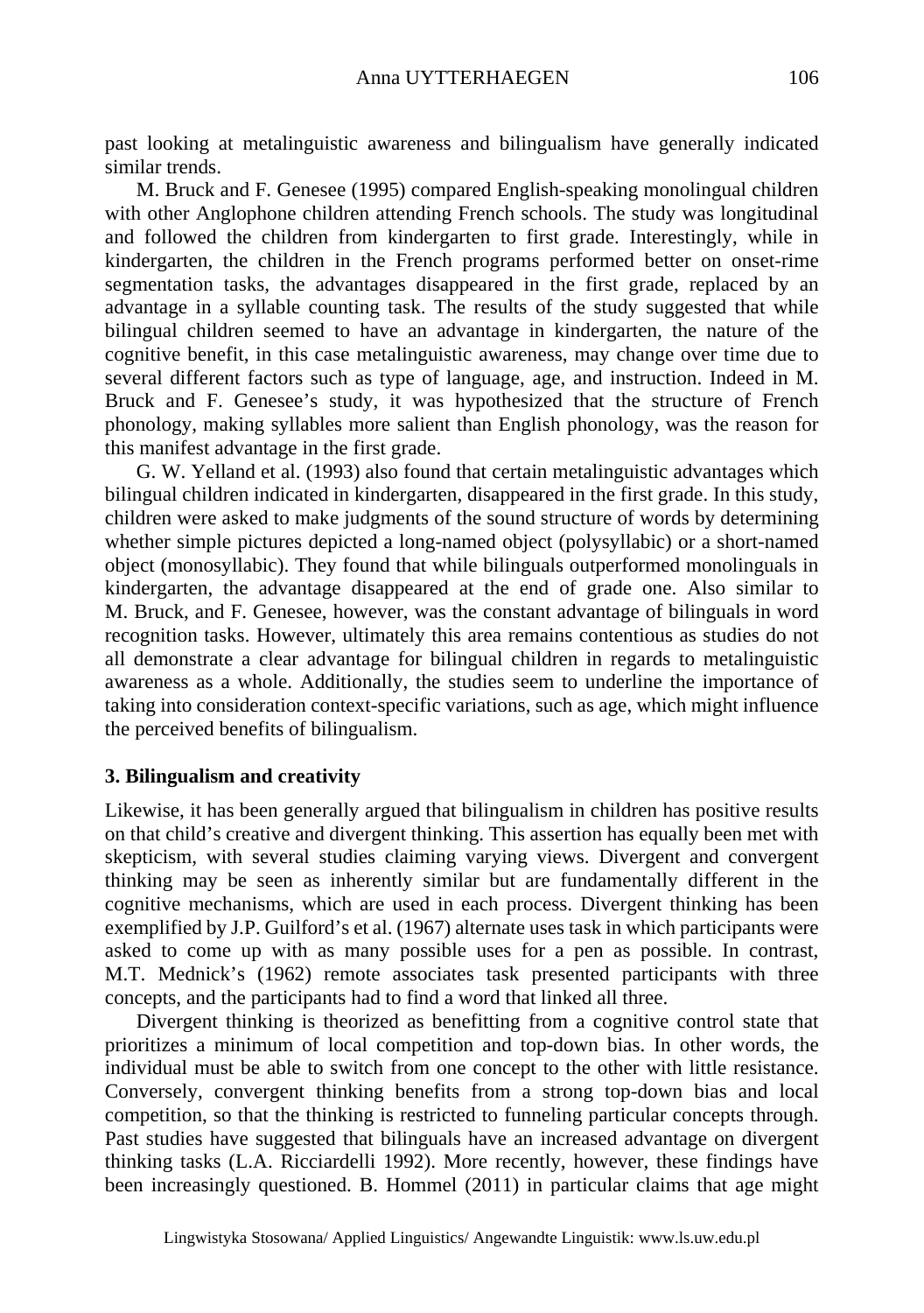past looking at metalinguistic awareness and bilingualism have generally indicated similar trends.

M. Bruck and F. Genesee (1995) compared English-speaking monolingual children with other Anglophone children attending French schools. The study was longitudinal and followed the children from kindergarten to first grade. Interestingly, while in kindergarten, the children in the French programs performed better on onset-rime segmentation tasks, the advantages disappeared in the first grade, replaced by an advantage in a syllable counting task. The results of the study suggested that while bilingual children seemed to have an advantage in kindergarten, the nature of the cognitive benefit, in this case metalinguistic awareness, may change over time due to several different factors such as type of language, age, and instruction. Indeed in M. Bruck and F. Genesee's study, it was hypothesized that the structure of French phonology, making syllables more salient than English phonology, was the reason for this manifest advantage in the first grade.

G. W. Yelland et al. (1993) also found that certain metalinguistic advantages which bilingual children indicated in kindergarten, disappeared in the first grade. In this study, children were asked to make judgments of the sound structure of words by determining whether simple pictures depicted a long-named object (polysyllabic) or a short-named object (monosyllabic). They found that while bilinguals outperformed monolinguals in kindergarten, the advantage disappeared at the end of grade one. Also similar to M. Bruck, and F. Genesee, however, was the constant advantage of bilinguals in word recognition tasks. However, ultimately this area remains contentious as studies do not all demonstrate a clear advantage for bilingual children in regards to metalinguistic awareness as a whole. Additionally, the studies seem to underline the importance of taking into consideration context-specific variations, such as age, which might influence the perceived benefits of bilingualism.

### 3. Bilingualism and creativity

Likewise, it has been generally argued that bilingualism in children has positive results on that child's creative and divergent thinking. This assertion has equally been met with skepticism, with several studies claiming varying views. Divergent and convergent thinking may be seen as inherently similar but are fundamentally different in the cognitive mechanisms, which are used in each process. Divergent thinking has been exemplified by J.P. Guilford's et al. (1967) alternate uses task in which participants were asked to come up with as many possible uses for a pen as possible. In contrast, M.T. Mednick's (1962) remote associates task presented participants with three concepts, and the participants had to find a word that linked all three.

Divergent thinking is theorized as benefitting from a cognitive control state that prioritizes a minimum of local competition and top-down bias. In other words, the individual must be able to switch from one concept to the other with little resistance. Conversely, convergent thinking benefits from a strong top-down bias and local competition, so that the thinking is restricted to funneling particular concepts through. Past studies have suggested that bilinguals have an increased advantage on divergent thinking tasks (L.A. Ricciardelli 1992). More recently, however, these findings have been increasingly questioned. B. Hommel (2011) in particular claims that age might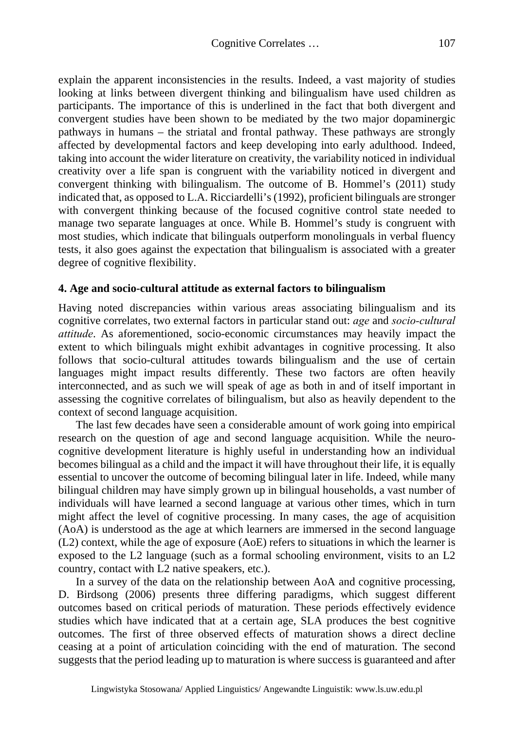explain the apparent inconsistencies in the results. Indeed, a vast majority of studies looking at links between divergent thinking and bilingualism have used children as participants. The importance of this is underlined in the fact that both divergent and convergent studies have been shown to be mediated by the two major dopaminergic pathways in humans – the striatal and frontal pathway. These pathways are strongly affected by developmental factors and keep developing into early adulthood. Indeed, taking into account the wider literature on creativity, the variability noticed in individual creativity over a life span is congruent with the variability noticed in divergent and convergent thinking with bilingualism. The outcome of B. Hommel's (2011) study indicated that, as opposed to L.A. Ricciardelli's (1992), proficient bilinguals are stronger with convergent thinking because of the focused cognitive control state needed to manage two separate languages at once. While B. Hommel's study is congruent with most studies, which indicate that bilinguals outperform monolinguals in verbal fluency tests, it also goes against the expectation that bilingualism is associated with a greater degree of cognitive flexibility.

## 4. Age and socio-cultural attitude as external factors to bilingualism

Having noted discrepancies within various areas associating bilingualism and its cognitive correlates, two external factors in particular stand out: *age* and *socio-cultural attitude*. As aforementioned, socio-economic circumstances may heavily impact the extent to which bilinguals might exhibit advantages in cognitive processing. It also follows that socio-cultural attitudes towards bilingualism and the use of certain languages might impact results differently. These two factors are often heavily interconnected, and as such we will speak of age as both in and of itself important in assessing the cognitive correlates of bilingualism, but also as heavily dependent to the context of second language acquisition.

The last few decades have seen a considerable amount of work going into empirical research on the question of age and second language acquisition. While the neuro-cognitive development literature is highly useful in understanding how an individual becomes bilingual as a child and the impact it will have throughout their life, it is equally essential to uncover the outcome of becoming bilingual later in life. Indeed, while many bilingual children may have simply grown up in bilingual households, a vast number of individuals will have learned a second language at various other times, which in turn might affect the level of cognitive processing. In many cases, the age of acquisition (AoA) is understood as the age at which learners are immersed in the second language (L2) context, while the age of exposure (AoE) refers to situations in which the learner is exposed to the L2 language (such as a formal schooling environment, visits to an L2 country, contact with L2 native speakers, etc.).

In a survey of the data on the relationship between AoA and cognitive processing, D. Birdsong (2006) presents three differing paradigms, which suggest different outcomes based on critical periods of maturation. These periods effectively evidence studies which have indicated that at a certain age, SLA produces the best cognitive outcomes. The first of three observed effects of maturation shows a direct decline ceasing at a point of articulation coinciding with the end of maturation. The second suggests that the period leading up to maturation is where success is guaranteed and after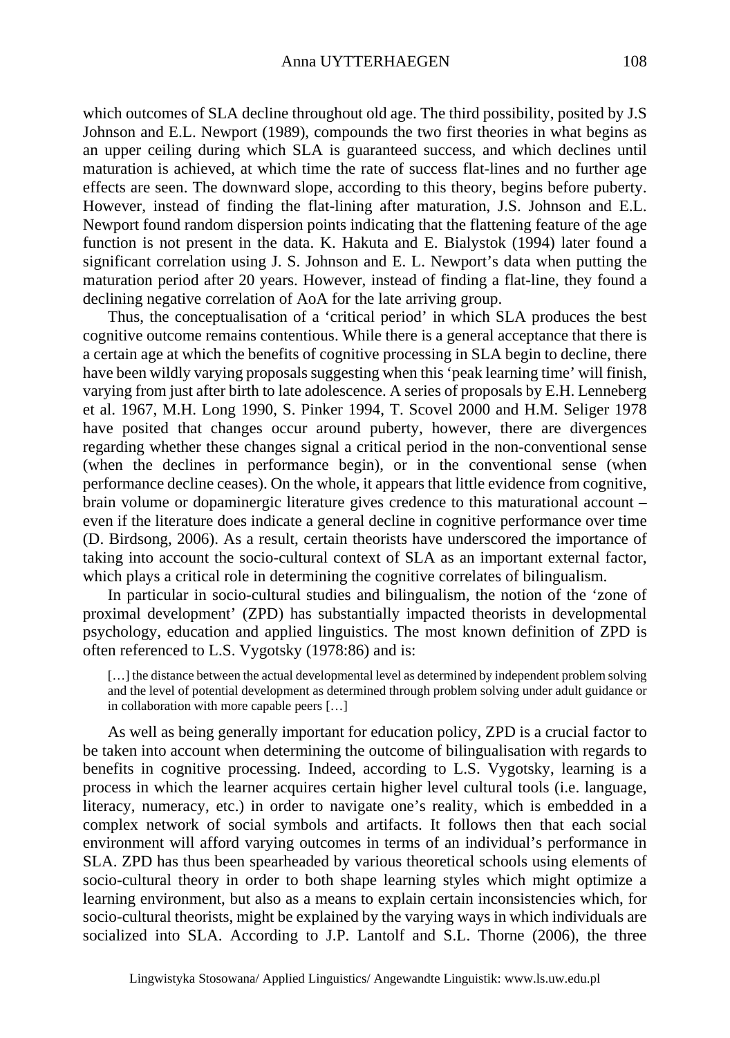which outcomes of SLA decline throughout old age. The third possibility, posited by J.S Johnson and E.L. Newport (1989), compounds the two first theories in what begins as an upper ceiling during which SLA is guaranteed success, and which declines until maturation is achieved, at which time the rate of success flat-lines and no further age effects are seen. The downward slope, according to this theory, begins before puberty. However, instead of finding the flat-lining after maturation, J.S. Johnson and E.L. Newport found random dispersion points indicating that the flattening feature of the age function is not present in the data. K. Hakuta and E. Bialystok (1994) later found a significant correlation using J. S. Johnson and E. L. Newport's data when putting the maturation period after 20 years. However, instead of finding a flat-line, they found a declining negative correlation of AoA for the late arriving group.

Thus, the conceptualisation of a 'critical period' in which SLA produces the best cognitive outcome remains contentious. While there is a general acceptance that there is a certain age at which the benefits of cognitive processing in SLA begin to decline, there have been wildly varying proposals suggesting when this 'peak learning time' will finish, varying from just after birth to late adolescence. A series of proposals by E.H. Lenneberg et al. 1967, M.H. Long 1990, S. Pinker 1994, T. Scovel 2000 and H.M. Seliger 1978 have posited that changes occur around puberty, however, there are divergences regarding whether these changes signal a critical period in the non-conventional sense (when the declines in performance begin), or in the conventional sense (when performance decline ceases). On the whole, it appears that little evidence from cognitive, brain volume or dopaminergic literature gives credence to this maturational account – even if the literature does indicate a general decline in cognitive performance over time (D. Birdsong, 2006). As a result, certain theorists have underscored the importance of taking into account the socio-cultural context of SLA as an important external factor, which plays a critical role in determining the cognitive correlates of bilingualism.

In particular in socio-cultural studies and bilingualism, the notion of the 'zone of proximal development' (ZPD) has substantially impacted theorists in developmental psychology, education and applied linguistics. The most known definition of ZPD is often referenced to L.S. Vygotsky (1978:86) and is:

> […] the distance between the actual developmental level as determined by independent problem solving and the level of potential development as determined through problem solving under adult guidance or in collaboration with more capable peers […]

As well as being generally important for education policy, ZPD is a crucial factor to be taken into account when determining the outcome of bilingualisation with regards to benefits in cognitive processing. Indeed, according to L.S. Vygotsky, learning is a process in which the learner acquires certain higher level cultural tools (i.e. language, literacy, numeracy, etc.) in order to navigate one's reality, which is embedded in a complex network of social symbols and artifacts. It follows then that each social environment will afford varying outcomes in terms of an individual's performance in SLA. ZPD has thus been spearheaded by various theoretical schools using elements of socio-cultural theory in order to both shape learning styles which might optimize a learning environment, but also as a means to explain certain inconsistencies which, for socio-cultural theorists, might be explained by the varying ways in which individuals are socialized into SLA. According to J.P. Lantolf and S.L. Thorne (2006), the three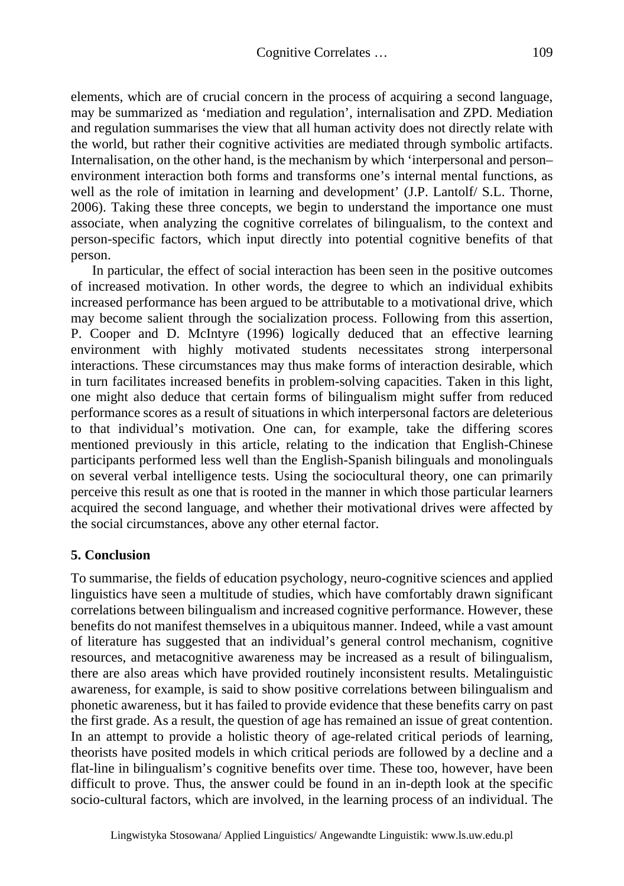elements, which are of crucial concern in the process of acquiring a second language, may be summarized as 'mediation and regulation', internalisation and ZPD. Mediation and regulation summarises the view that all human activity does not directly relate with the world, but rather their cognitive activities are mediated through symbolic artifacts. Internalisation, on the other hand, is the mechanism by which 'interpersonal and person–environment interaction both forms and transforms one's internal mental functions, as well as the role of imitation in learning and development' (J.P. Lantolf/ S.L. Thorne, 2006). Taking these three concepts, we begin to understand the importance one must associate, when analyzing the cognitive correlates of bilingualism, to the context and person-specific factors, which input directly into potential cognitive benefits of that person.

In particular, the effect of social interaction has been seen in the positive outcomes of increased motivation. In other words, the degree to which an individual exhibits increased performance has been argued to be attributable to a motivational drive, which may become salient through the socialization process. Following from this assertion, P. Cooper and D. McIntyre (1996) logically deduced that an effective learning environment with highly motivated students necessitates strong interpersonal interactions. These circumstances may thus make forms of interaction desirable, which in turn facilitates increased benefits in problem-solving capacities. Taken in this light, one might also deduce that certain forms of bilingualism might suffer from reduced performance scores as a result of situations in which interpersonal factors are deleterious to that individual's motivation. One can, for example, take the differing scores mentioned previously in this article, relating to the indication that English-Chinese participants performed less well than the English-Spanish bilinguals and monolinguals on several verbal intelligence tests. Using the sociocultural theory, one can primarily perceive this result as one that is rooted in the manner in which those particular learners acquired the second language, and whether their motivational drives were affected by the social circumstances, above any other eternal factor.

## 5. Conclusion

To summarise, the fields of education psychology, neuro-cognitive sciences and applied linguistics have seen a multitude of studies, which have comfortably drawn significant correlations between bilingualism and increased cognitive performance. However, these benefits do not manifest themselves in a ubiquitous manner. Indeed, while a vast amount of literature has suggested that an individual's general control mechanism, cognitive resources, and metacognitive awareness may be increased as a result of bilingualism, there are also areas which have provided routinely inconsistent results. Metalinguistic awareness, for example, is said to show positive correlations between bilingualism and phonetic awareness, but it has failed to provide evidence that these benefits carry on past the first grade. As a result, the question of age has remained an issue of great contention. In an attempt to provide a holistic theory of age-related critical periods of learning, theorists have posited models in which critical periods are followed by a decline and a flat-line in bilingualism's cognitive benefits over time. These too, however, have been difficult to prove. Thus, the answer could be found in an in-depth look at the specific socio-cultural factors, which are involved, in the learning process of an individual. The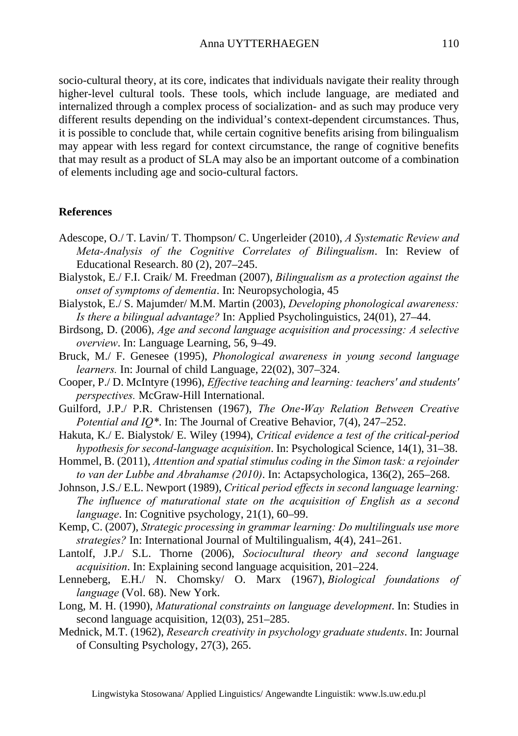socio-cultural theory, at its core, indicates that individuals navigate their reality through higher-level cultural tools. These tools, which include language, are mediated and internalized through a complex process of socialization- and as such may produce very different results depending on the individual's context-dependent circumstances. Thus, it is possible to conclude that, while certain cognitive benefits arising from bilingualism may appear with less regard for context circumstance, the range of cognitive benefits that may result as a product of SLA may also be an important outcome of a combination of elements including age and socio-cultural factors.

## References

Adescope, O./ T. Lavin/ T. Thompson/ C. Ungerleider (2010), *A Systematic Review and Meta-Analysis of the Cognitive Correlates of Bilingualism*. In: Review of Educational Research. 80 (2), 207–245.

Bialystok, E./ F.I. Craik/ M. Freedman (2007), *Bilingualism as a protection against the onset of symptoms of dementia*. In: Neuropsychologia, 45

Bialystok, E./ S. Majumder/ M.M. Martin (2003), *Developing phonological awareness: Is there a bilingual advantage?* In: Applied Psycholinguistics, 24(01), 27–44.

Birdsong, D. (2006), *Age and second language acquisition and processing: A selective overview*. In: Language Learning, 56, 9–49.

Bruck, M./ F. Genesee (1995), *Phonological awareness in young second language learners.* In: Journal of child Language, 22(02), 307–324.

Cooper, P./ D. McIntyre (1996), *Effective teaching and learning: teachers' and students' perspectives.* McGraw-Hill International.

Guilford, J.P./ P.R. Christensen (1967), *The One-Way Relation Between Creative Potential and IQ\*.* In: The Journal of Creative Behavior, 7(4), 247–252.

Hakuta, K./ E. Bialystok/ E. Wiley (1994), *Critical evidence a test of the critical-period hypothesis for second-language acquisition*. In: Psychological Science, 14(1), 31–38.

Hommel, B. (2011), *Attention and spatial stimulus coding in the Simon task: a rejoinder to van der Lubbe and Abrahamse (2010)*. In: Actapsychologica, 136(2), 265–268.

Johnson, J.S./ E.L. Newport (1989), *Critical period effects in second language learning: The influence of maturational state on the acquisition of English as a second language*. In: Cognitive psychology, 21(1), 60–99.

Kemp, C. (2007), *Strategic processing in grammar learning: Do multilinguals use more strategies?* In: International Journal of Multilingualism, 4(4), 241–261.

Lantolf, J.P./ S.L. Thorne (2006), *Sociocultural theory and second language acquisition*. In: Explaining second language acquisition, 201–224.

Lenneberg, E.H./ N. Chomsky/ O. Marx (1967), *Biological foundations of language* (Vol. 68). New York.

Long, M. H. (1990), *Maturational constraints on language development*. In: Studies in second language acquisition, 12(03), 251–285.

Mednick, M.T. (1962), *Research creativity in psychology graduate students*. In: Journal of Consulting Psychology, 27(3), 265.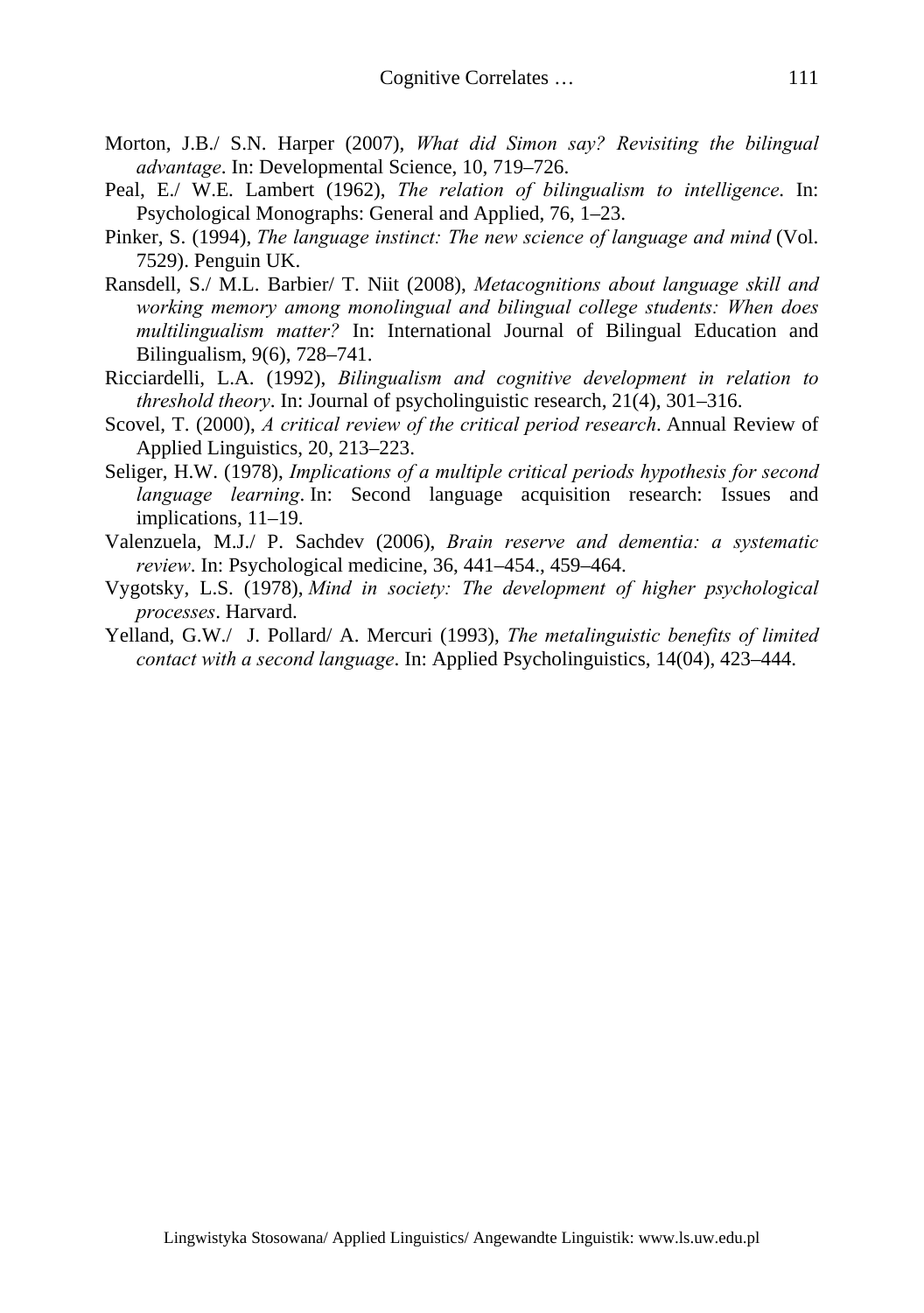Morton, J.B./ S.N. Harper (2007), *What did Simon say? Revisiting the bilingual advantage*. In: Developmental Science, 10, 719–726.

Peal, E./ W.E. Lambert (1962), *The relation of bilingualism to intelligence*. In: Psychological Monographs: General and Applied, 76, 1–23.

Pinker, S. (1994), *The language instinct: The new science of language and mind* (Vol. 7529). Penguin UK.

Ransdell, S./ M.L. Barbier/ T. Niit (2008), *Metacognitions about language skill and working memory among monolingual and bilingual college students: When does multilingualism matter?* In: International Journal of Bilingual Education and Bilingualism, 9(6), 728–741.

Ricciardelli, L.A. (1992), *Bilingualism and cognitive development in relation to threshold theory*. In: Journal of psycholinguistic research, 21(4), 301–316.

Scovel, T. (2000), *A critical review of the critical period research*. Annual Review of Applied Linguistics, 20, 213–223.

Seliger, H.W. (1978), *Implications of a multiple critical periods hypothesis for second language learning*. In: Second language acquisition research: Issues and implications, 11–19.

Valenzuela, M.J./ P. Sachdev (2006), *Brain reserve and dementia: a systematic review*. In: Psychological medicine, 36, 441–454., 459–464.

Vygotsky, L.S. (1978), *Mind in society: The development of higher psychological processes*. Harvard.

Yelland, G.W./ J. Pollard/ A. Mercuri (1993), *The metalinguistic benefits of limited contact with a second language*. In: Applied Psycholinguistics, 14(04), 423–444.